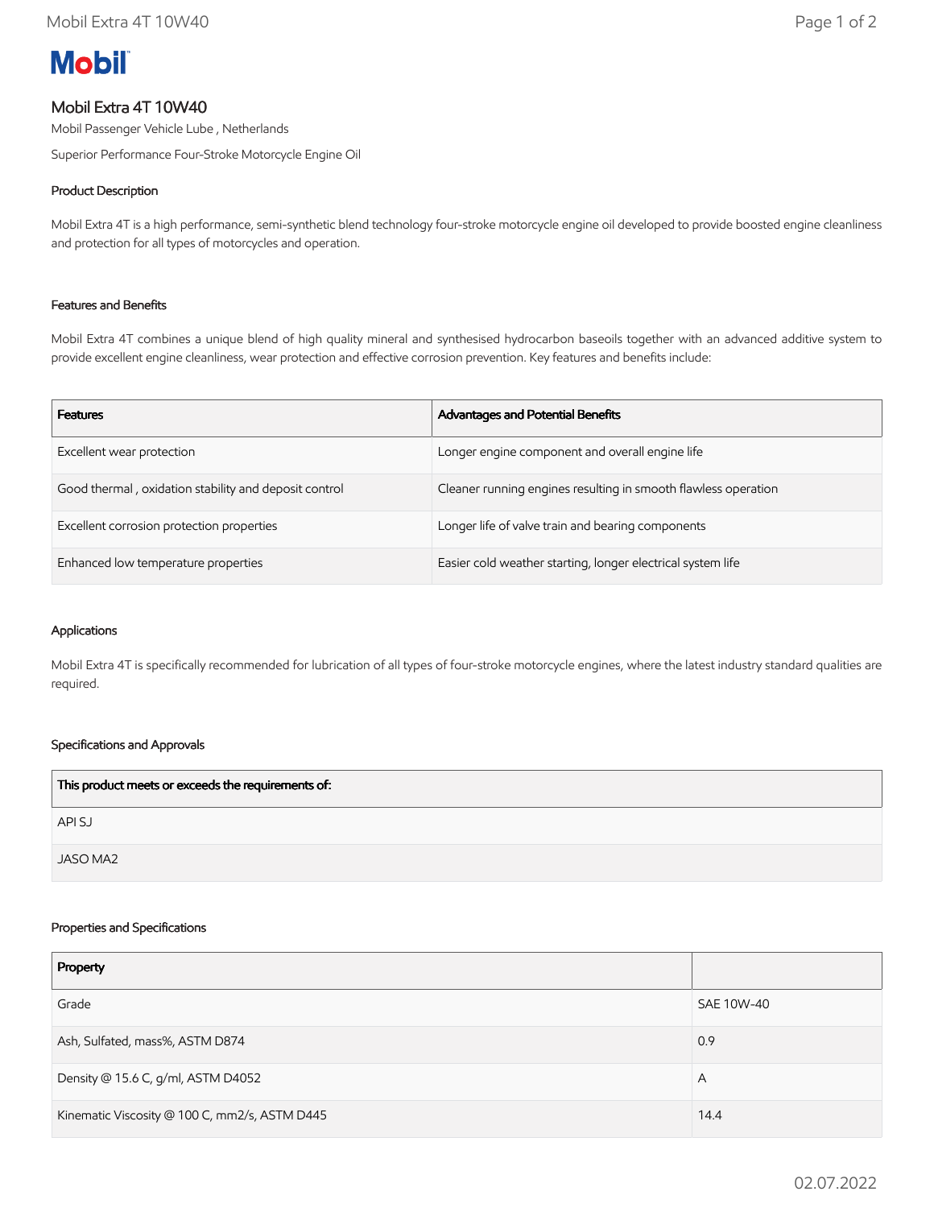**Mobil**

# Mobil Extra 4T 10W40

Mobil Passenger Vehicle Lube , Netherlands

Superior Performance Four-Stroke Motorcycle Engine Oil

### Product Description

Mobil Extra 4T is a high performance, semi-synthetic blend technology four-stroke motorcycle engine oil developed to provide boosted engine cleanliness and protection for all types of motorcycles and operation.

### Features and Benefits

Mobil Extra 4T combines a unique blend of high quality mineral and synthesised hydrocarbon baseoils together with an advanced additive system to provide excellent engine cleanliness, wear protection and effective corrosion prevention. Key features and benefits include:

| Features | Advantages and Potential Benefits |
| --- | --- |
| Excellent wear protection | Longer engine component and overall engine life |
| Good thermal , oxidation stability and deposit control | Cleaner running engines resulting in smooth flawless operation |
| Excellent corrosion protection properties | Longer life of valve train and bearing components |
| Enhanced low temperature properties | Easier cold weather starting, longer electrical system life |

### Applications

Mobil Extra 4T is specifically recommended for lubrication of all types of four-stroke motorcycle engines, where the latest industry standard qualities are required.

### Specifications and Approvals

| This product meets or exceeds the requirements of: |
| --- |
| API SJ |
| JASO MA2 |

### Properties and Specifications

| Property | |
| --- | --- |
| Grade | SAE 10W-40 |
| Ash, Sulfated, mass%, ASTM D874 | 0.9 |
| Density @ 15.6 C, g/ml, ASTM D4052 | A |
| Kinematic Viscosity @ 100 C, mm2/s, ASTM D445 | 14.4 |

02.07.2022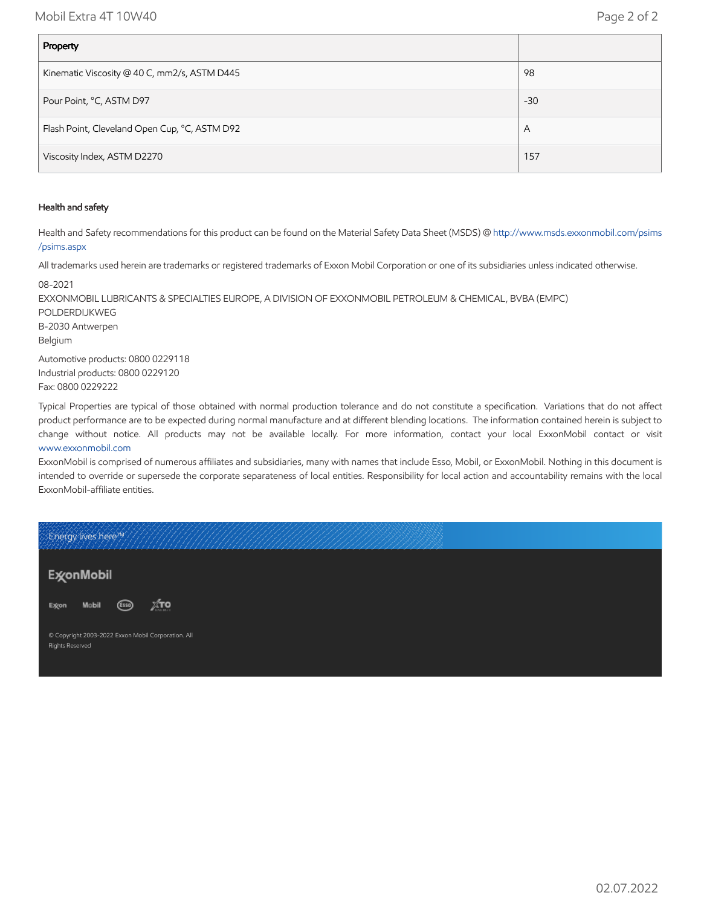| Property | |
|---|---|
| Kinematic Viscosity @ 40 C, mm2/s, ASTM D445 | 98 |
| Pour Point, °C, ASTM D97 | -30 |
| Flash Point, Cleveland Open Cup, °C, ASTM D92 | A |
| Viscosity Index, ASTM D2270 | 157 |

### Health and safety

Health and Safety recommendations for this product can be found on the Material Safety Data Sheet (MSDS) @ http://www.msds.exxonmobil.com/psims/psims.aspx

All trademarks used herein are trademarks or registered trademarks of Exxon Mobil Corporation or one of its subsidiaries unless indicated otherwise.

08-2021
EXXONMOBIL LUBRICANTS & SPECIALTIES EUROPE, A DIVISION OF EXXONMOBIL PETROLEUM & CHEMICAL, BVBA (EMPC)
POLDERDIJKWEG
B-2030 Antwerpen
Belgium

Automotive products: 0800 0229118
Industrial products: 0800 0229120
Fax: 0800 0229222

Typical Properties are typical of those obtained with normal production tolerance and do not constitute a specification. Variations that do not affect product performance are to be expected during normal manufacture and at different blending locations. The information contained herein is subject to change without notice. All products may not be available locally. For more information, contact your local ExxonMobil contact or visit www.exxonmobil.com

ExxonMobil is comprised of numerous affiliates and subsidiaries, many with names that include Esso, Mobil, or ExxonMobil. Nothing in this document is intended to override or supersede the corporate separateness of local entities. Responsibility for local action and accountability remains with the local ExxonMobil-affiliate entities.

Energy lives here™

ExxonMobil

Exxon Mobil Esso XTO

© Copyright 2003-2022 Exxon Mobil Corporation. All Rights Reserved

02.07.2022